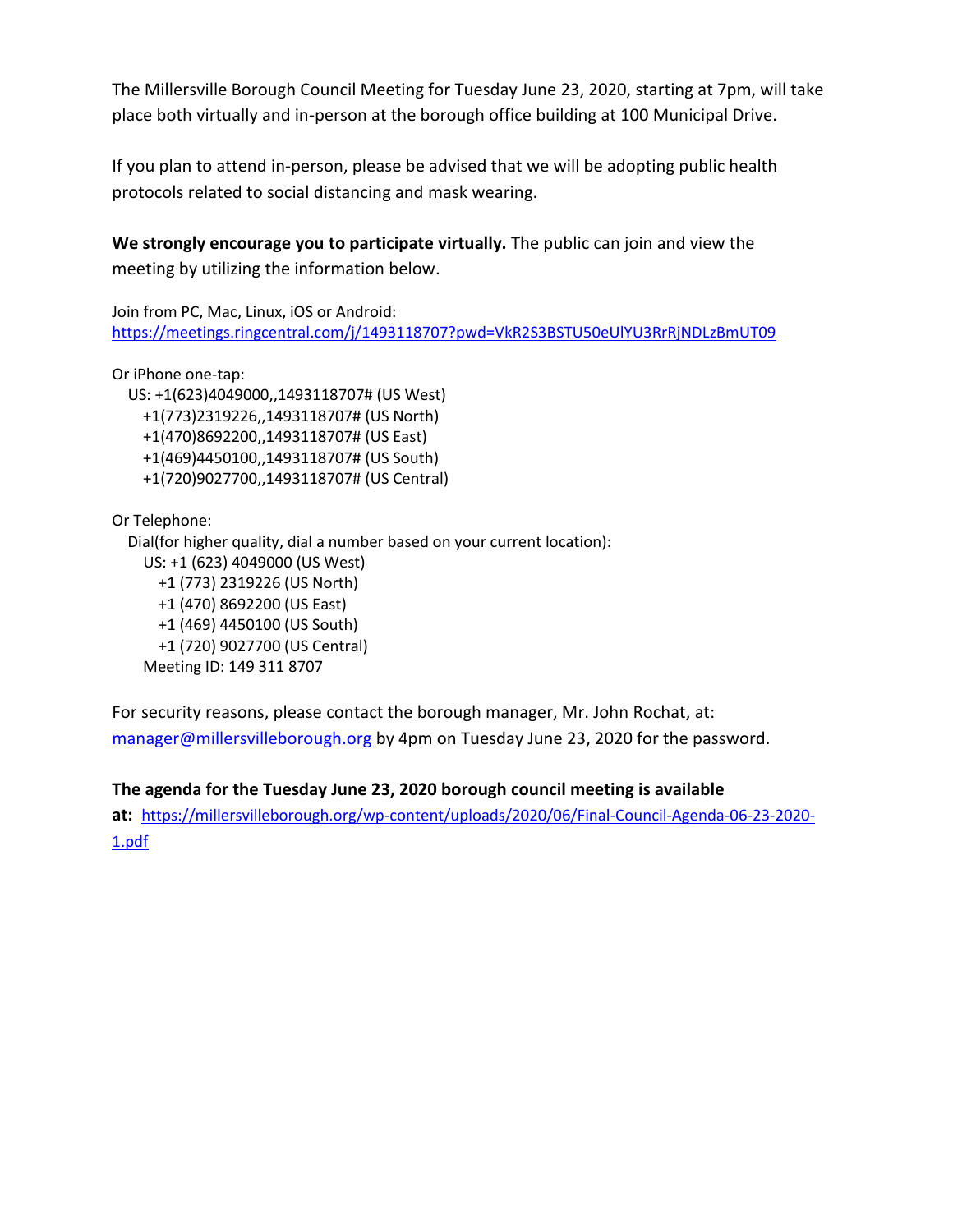The Millersville Borough Council Meeting for Tuesday June 23, 2020, starting at 7pm, will take place both virtually and in-person at the borough office building at 100 Municipal Drive.

If you plan to attend in-person, please be advised that we will be adopting public health protocols related to social distancing and mask wearing.

**We strongly encourage you to participate virtually.** The public can join and view the meeting by utilizing the information below.

Join from PC, Mac, Linux, iOS or Android:
https://meetings.ringcentral.com/j/1493118707?pwd=VkR2S3BSTU50eUlYU3RrRjNDLzBmUT09

Or iPhone one-tap:
US: +1(623)4049000,,1493118707# (US West)
+1(773)2319226,,1493118707# (US North)
+1(470)8692200,,1493118707# (US East)
+1(469)4450100,,1493118707# (US South)
+1(720)9027700,,1493118707# (US Central)

Or Telephone:
Dial(for higher quality, dial a number based on your current location):
US: +1 (623) 4049000 (US West)
+1 (773) 2319226 (US North)
+1 (470) 8692200 (US East)
+1 (469) 4450100 (US South)
+1 (720) 9027700 (US Central)
Meeting ID: 149 311 8707

For security reasons, please contact the borough manager, Mr. John Rochat, at: manager@millersvilleborough.org by 4pm on Tuesday June 23, 2020 for the password.

**The agenda for the Tuesday June 23, 2020 borough council meeting is available at:** https://millersvilleborough.org/wp-content/uploads/2020/06/Final-Council-Agenda-06-23-2020-1.pdf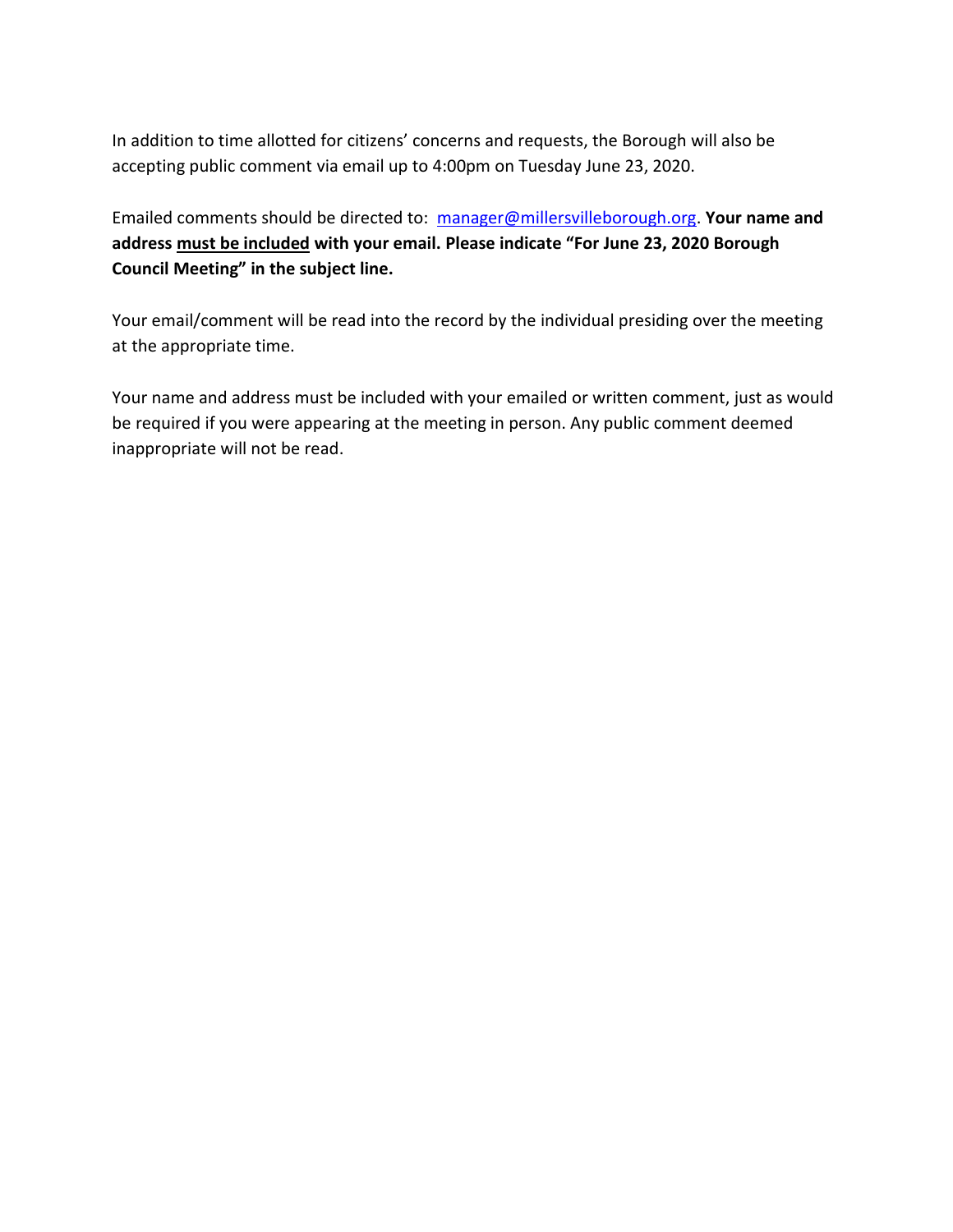In addition to time allotted for citizens' concerns and requests, the Borough will also be accepting public comment via email up to 4:00pm on Tuesday June 23, 2020.

Emailed comments should be directed to: manager@millersvilleborough.org. **Your name and address must be included with your email. Please indicate "For June 23, 2020 Borough Council Meeting" in the subject line.**

Your email/comment will be read into the record by the individual presiding over the meeting at the appropriate time.

Your name and address must be included with your emailed or written comment, just as would be required if you were appearing at the meeting in person. Any public comment deemed inappropriate will not be read.